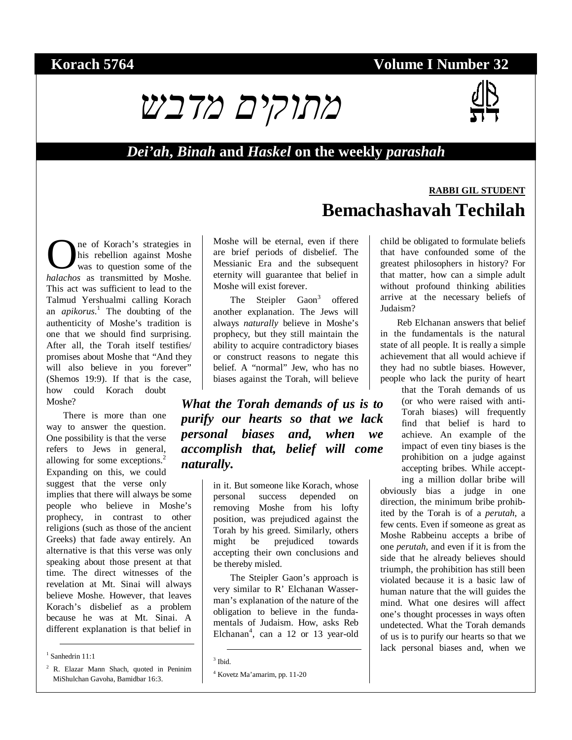**Korach 5764** **Volume I Number 32**

# מתוקים מדבש

## *Dei'ah*, *Binah* and *Haskel* on the weekly *parashah*

**RABBI GIL STUDENT**

# Bemachashavah Techilah

One of Korach's strategies in his rebellion against Moshe was to question some of the *halachos* as transmitted by Moshe. This act was sufficient to lead to the Talmud Yershualmi calling Korach an *apikorus*.[1] The doubting of the authenticity of Moshe's tradition is one that we should find surprising. After all, the Torah itself testifies/ promises about Moshe that "And they will also believe in you forever" (Shemos 19:9). If that is the case, how could Korach doubt Moshe?

There is more than one way to answer the question. One possibility is that the verse refers to Jews in general, allowing for some exceptions.[2] Expanding on this, we could suggest that the verse only implies that there will always be some people who believe in Moshe's prophecy, in contrast to other religions (such as those of the ancient Greeks) that fade away entirely. An alternative is that this verse was only speaking about those present at that time. The direct witnesses of the revelation at Mt. Sinai will always believe Moshe. However, that leaves Korach's disbelief as a problem because he was at Mt. Sinai. A different explanation is that belief in Moshe will be eternal, even if there are brief periods of disbelief. The Messianic Era and the subsequent eternity will guarantee that belief in Moshe will exist forever.

The Steipler Gaon[3] offered another explanation. The Jews will always *naturally* believe in Moshe's prophecy, but they still maintain the ability to acquire contradictory biases or construct reasons to negate this belief. A "normal" Jew, who has no biases against the Torah, will believe in it. But someone like Korach, whose personal success depended on removing Moshe from his lofty position, was prejudiced against the Torah by his greed. Similarly, others might be prejudiced towards accepting their own conclusions and be thereby misled.

***What the Torah demands of us is to purify our hearts so that we lack personal biases and, when we accomplish that, belief will come naturally.***

The Steipler Gaon's approach is very similar to R' Elchanan Wasserman's explanation of the nature of the obligation to believe in the fundamentals of Judaism. How, asks Reb Elchanan[4], can a 12 or 13 year-old child be obligated to formulate beliefs that have confounded some of the greatest philosophers in history? For that matter, how can a simple adult without profound thinking abilities arrive at the necessary beliefs of Judaism?

Reb Elchanan answers that belief in the fundamentals is the natural state of all people. It is really a simple achievement that all would achieve if they had no subtle biases. However, people who lack the purity of heart that the Torah demands of us (or who were raised with anti-Torah biases) will frequently find that belief is hard to achieve. An example of the impact of even tiny biases is the prohibition on a judge against accepting bribes. While accepting a million dollar bribe will obviously bias a judge in one direction, the minimum bribe prohibited by the Torah is of a *perutah*, a few cents. Even if someone as great as Moshe Rabbeinu accepts a bribe of one *perutah*, and even if it is from the side that he already believes should triumph, the prohibition has still been violated because it is a basic law of human nature that the will guides the mind. What one desires will affect one's thought processes in ways often undetected. What the Torah demands of us is to purify our hearts so that we lack personal biases and, when we

---

[1] Sanhedrin 11:1

[2] R. Elazar Mann Shach, quoted in Peninim MiShulchan Gavoha, Bamidbar 16:3.

[3] Ibid.

[4] Kovetz Ma'amarim, pp. 11-20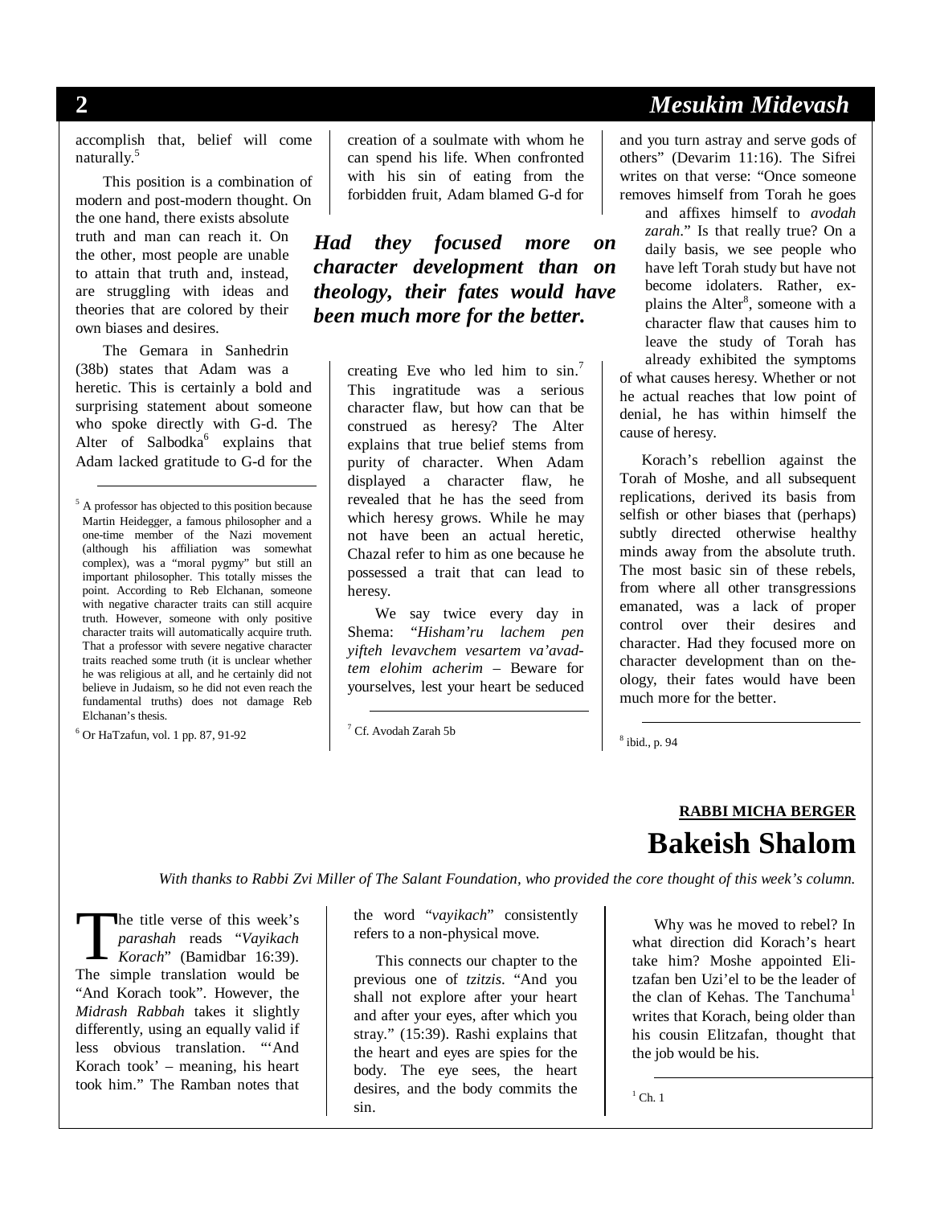accomplish that, belief will come naturally.[5]

This position is a combination of modern and post-modern thought. On the one hand, there exists absolute truth and man can reach it. On the other, most people are unable to attain that truth and, instead, are struggling with ideas and theories that are colored by their own biases and desires.

The Gemara in Sanhedrin (38b) states that Adam was a heretic. This is certainly a bold and surprising statement about someone who spoke directly with G-d. The Alter of Salbodka[6] explains that Adam lacked gratitude to G-d for the creation of a soulmate with whom he can spend his life. When confronted with his sin of eating from the forbidden fruit, Adam blamed G-d for creating Eve who led him to sin.[7] This ingratitude was a serious character flaw, but how can that be construed as heresy? The Alter explains that true belief stems from purity of character. When Adam displayed a character flaw, he revealed that he has the seed from which heresy grows. While he may not have been an actual heretic, Chazal refer to him as one because he possessed a trait that can lead to heresy.

***Had they focused more on character development than on theology, their fates would have been much more for the better.***

We say twice every day in Shema: "*Hisham'ru lachem pen yifteh levavchem vesartem va'avad-tem elohim acherim* – Beware for yourselves, lest your heart be seduced and you turn astray and serve gods of others" (Devarim 11:16). The Sifrei writes on that verse: "Once someone removes himself from Torah he goes and affixes himself to *avodah zarah*." Is that really true? On a daily basis, we see people who have left Torah study but have not become idolaters. Rather, explains the Alter[8], someone with a character flaw that causes him to leave the study of Torah has already exhibited the symptoms of what causes heresy. Whether or not he actual reaches that low point of denial, he has within himself the cause of heresy.

Korach's rebellion against the Torah of Moshe, and all subsequent replications, derived its basis from selfish or other biases that (perhaps) subtly directed otherwise healthy minds away from the absolute truth. The most basic sin of these rebels, from where all other transgressions emanated, was a lack of proper control over their desires and character. Had they focused more on character development than on theology, their fates would have been much more for the better.

[5] A professor has objected to this position because Martin Heidegger, a famous philosopher and a one-time member of the Nazi movement (although his affiliation was somewhat complex), was a "moral pygmy" but still an important philosopher. This totally misses the point. According to Reb Elchanan, someone with negative character traits can still acquire truth. However, someone with only positive character traits will automatically acquire truth. That a professor with severe negative character traits reached some truth (it is unclear whether he was religious at all, and he certainly did not believe in Judaism, so he did not even reach the fundamental truths) does not damage Reb Elchanan's thesis.

[6] Or HaTzafun, vol. 1 pp. 87, 91-92

[7] Cf. Avodah Zarah 5b

[8] ibid., p. 94

**RABBI MICHA BERGER**

# Bakeish Shalom

*With thanks to Rabbi Zvi Miller of The Salant Foundation, who provided the core thought of this week's column.*

The title verse of this week's *parashah* reads "*Vayikach Korach*" (Bamidbar 16:39). The simple translation would be "And Korach took". However, the *Midrash Rabbah* takes it slightly differently, using an equally valid if less obvious translation. "'And Korach took' – meaning, his heart took him." The Ramban notes that the word "*vayikach*" consistently refers to a non-physical move.

This connects our chapter to the previous one of *tzitzis*. "And you shall not explore after your heart and after your eyes, after which you stray." (15:39). Rashi explains that the heart and eyes are spies for the body. The eye sees, the heart desires, and the body commits the sin.

Why was he moved to rebel? In what direction did Korach's heart take him? Moshe appointed Elitzafan ben Uzi'el to be the leader of the clan of Kehas. The Tanchuma[1] writes that Korach, being older than his cousin Elitzafan, thought that the job would be his.

[1] Ch. 1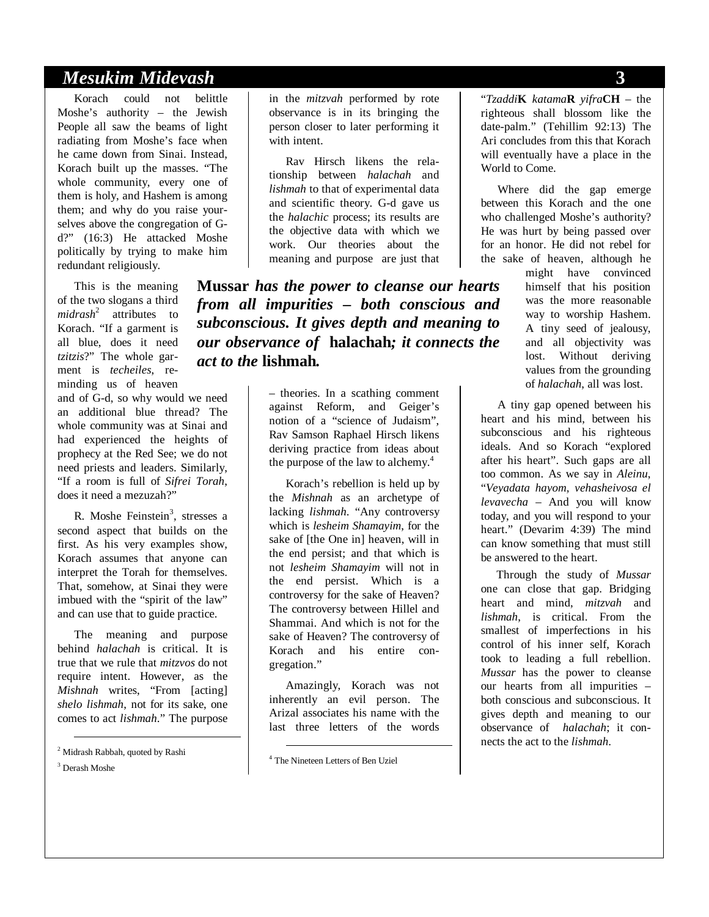Korach could not belittle Moshe's authority – the Jewish People all saw the beams of light radiating from Moshe's face when he came down from Sinai. Instead, Korach built up the masses. "The whole community, every one of them is holy, and Hashem is among them; and why do you raise yourselves above the congregation of G-d?" (16:3) He attacked Moshe politically by trying to make him redundant religiously.

This is the meaning of the two slogans a third *midrash*[2] attributes to Korach. "If a garment is all blue, does it need *tzitzis*?" The whole garment is *techeiles*, reminding us of heaven and of G-d, so why would we need an additional blue thread? The whole community was at Sinai and had experienced the heights of prophecy at the Red Sea; we do not need priests and leaders. Similarly, "If a room is full of *Sifrei Torah*, does it need a mezuzah?"

R. Moshe Feinstein[3], stresses a second aspect that builds on the first. As his very examples show, Korach assumes that anyone can interpret the Torah for themselves. That, somehow, at Sinai they were imbued with the "spirit of the law" and can use that to guide practice.

The meaning and purpose behind *halachah* is critical. It is true that we rule that *mitzvos* do not require intent. However, as the *Mishnah* writes, "From [acting] *shelo lishmah*, not for its sake, one comes to act *lishmah*." The purpose in the *mitzvah* performed by rote observance is in its bringing the person closer to later performing it with intent.

Rav Hirsch likens the relationship between *halachah* and *lishmah* to that of experimental data and scientific theory. G-d gave us the *halachic* process; its results are the objective data with which we work. Our theories about the meaning and purpose are just that – theories. In a scathing comment against Reform, and Geiger's notion of a "science of Judaism", Rav Samson Raphael Hirsch likens deriving practice from ideas about the purpose of the law to alchemy.[4]

> ***Mussar* has the power to cleanse our hearts from all impurities – both conscious and subconscious. It gives depth and meaning to our observance of halachah; it connects the act to the lishmah.**

Korach's rebellion is held up by the *Mishnah* as an archetype of lacking *lishmah*. "Any controversy which is *lesheim Shamayim*, for the sake of [the One in] heaven, will in the end persist; and that which is not *lesheim Shamayim* will not in the end persist. Which is a controversy for the sake of Heaven? The controversy between Hillel and Shammai. And which is not for the sake of Heaven? The controversy of Korach and his entire congregation."

Amazingly, Korach was not inherently an evil person. The Arizal associates his name with the last three letters of the words "*Tzaddi***K** *katama***R** *yifra***CH** – the righteous shall blossom like the date-palm." (Tehillim 92:13) The Ari concludes from this that Korach will eventually have a place in the World to Come.

Where did the gap emerge between this Korach and the one who challenged Moshe's authority? He was hurt by being passed over for an honor. He did not rebel for the sake of heaven, although he might have convinced himself that his position was the more reasonable way to worship Hashem. A tiny seed of jealousy, and all objectivity was lost. Without deriving values from the grounding of *halachah*, all was lost.

A tiny gap opened between his heart and his mind, between his subconscious and his righteous ideals. And so Korach "explored after his heart". Such gaps are all too common. As we say in *Aleinu*, "*Veyadata hayom, vehasheivosa el levavecha* – And you will know today, and you will respond to your heart." (Devarim 4:39) The mind can know something that must still be answered to the heart.

Through the study of *Mussar* one can close that gap. Bridging heart and mind, *mitzvah* and *lishmah*, is critical. From the smallest of imperfections in his control of his inner self, Korach took to leading a full rebellion. *Mussar* has the power to cleanse our hearts from all impurities – both conscious and subconscious. It gives depth and meaning to our observance of *halachah*; it connects the act to the *lishmah*.

---

[2] Midrash Rabbah, quoted by Rashi

[3] Derash Moshe

[4] The Nineteen Letters of Ben Uziel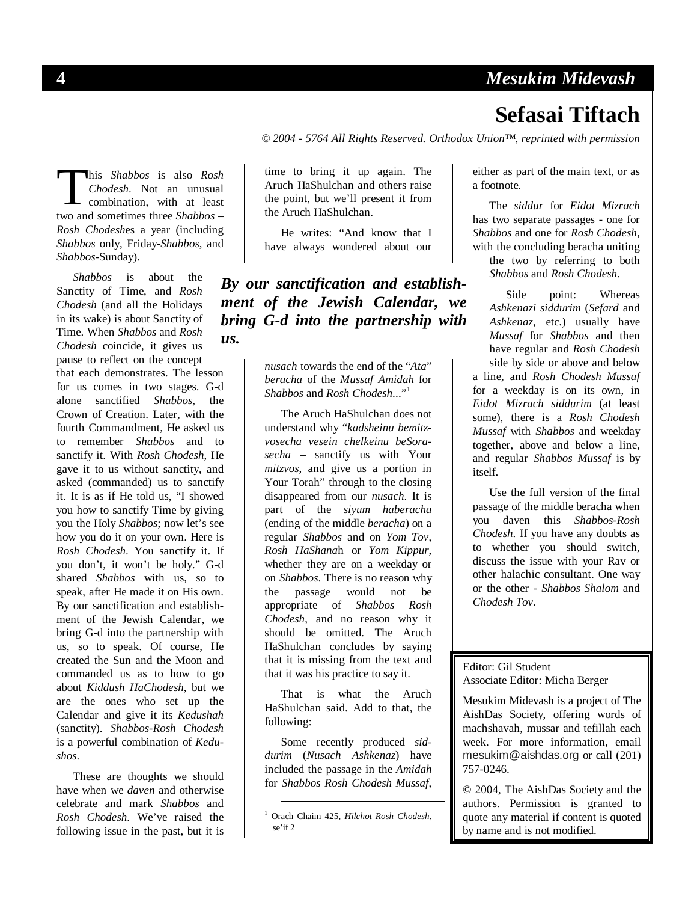# Sefasai Tiftach

*© 2004 - 5764 All Rights Reserved. Orthodox Union™, reprinted with permission*

This *Shabbos* is also *Rosh Chodesh*. Not an unusual combination, with at least two and sometimes three *Shabbos – Rosh Chodesh*es a year (including *Shabbos* only, Friday-*Shabbos*, and *Shabbos*-Sunday).

*Shabbos* is about the Sanctity of Time, and *Rosh Chodesh* (and all the Holidays in its wake) is about Sanctity of Time. When *Shabbos* and *Rosh Chodesh* coincide, it gives us pause to reflect on the concept that each demonstrates. The lesson for us comes in two stages. G-d alone sanctified *Shabbos*, the Crown of Creation. Later, with the fourth Commandment, He asked us to remember *Shabbos* and to sanctify it. With *Rosh Chodesh*, He gave it to us without sanctity, and asked (commanded) us to sanctify it. It is as if He told us, "I showed you how to sanctify Time by giving you the Holy *Shabbos*; now let's see how you do it on your own. Here is *Rosh Chodesh*. You sanctify it. If you don't, it won't be holy." G-d shared *Shabbos* with us, so to speak, after He made it on His own. By our sanctification and establishment of the Jewish Calendar, we bring G-d into the partnership with us, so to speak. Of course, He created the Sun and the Moon and commanded us as to how to go about *Kiddush HaChodesh*, but we are the ones who set up the Calendar and give it its *Kedushah* (sanctity). *Shabbos-Rosh Chodesh* is a powerful combination of *Kedushos*.

These are thoughts we should have when we *daven* and otherwise celebrate and mark *Shabbos* and *Rosh Chodesh*. We've raised the following issue in the past, but it is time to bring it up again. The Aruch HaShulchan and others raise the point, but we'll present it from the Aruch HaShulchan.

**By our sanctification and establishment of the Jewish Calendar, we bring G-d into the partnership with us.**

He writes: "And know that I have always wondered about our *nusach* towards the end of the "*Ata*" *beracha* of the *Mussaf Amidah* for *Shabbos* and *Rosh Chodesh*..."[1]

The Aruch HaShulchan does not understand why "*kadsheinu bemitzvosecha vesein chelkeinu beSorasecha* – sanctify us with Your *mitzvos*, and give us a portion in Your Torah" through to the closing disappeared from our *nusach*. It is part of the *siyum haberacha* (ending of the middle *beracha*) on a regular *Shabbos* and on *Yom Tov*, *Rosh HaShana*h or *Yom Kippur*, whether they are on a weekday or on *Shabbos*. There is no reason why the passage would not be appropriate of *Shabbos Rosh Chodesh*, and no reason why it should be omitted. The Aruch HaShulchan concludes by saying that it is missing from the text and that it was his practice to say it.

That is what the Aruch HaShulchan said. Add to that, the following:

Some recently produced *siddurim* (*Nusach Ashkenaz*) have included the passage in the *Amidah* for *Shabbos Rosh Chodesh Mussaf*, either as part of the main text, or as a footnote.

The *siddur* for *Eidot Mizrach* has two separate passages - one for *Shabbos* and one for *Rosh Chodesh*, with the concluding beracha uniting the two by referring to both *Shabbos* and *Rosh Chodesh*.

Side point: Whereas *Ashkenazi siddurim* (*Sefard* and *Ashkenaz*, etc.) usually have *Mussaf* for *Shabbos* and then have regular and *Rosh Chodesh* side by side or above and below a line, and *Rosh Chodesh Mussaf* for a weekday is on its own, in *Eidot Mizrach siddurim* (at least some), there is a *Rosh Chodesh Mussaf* with *Shabbos* and weekday together, above and below a line, and regular *Shabbos Mussaf* is by itself.

Use the full version of the final passage of the middle beracha when you daven this *Shabbos-Rosh Chodesh*. If you have any doubts as to whether you should switch, discuss the issue with your Rav or other halachic consultant. One way or the other - *Shabbos Shalom* and *Chodesh Tov*.

[1] Orach Chaim 425, *Hilchot Rosh Chodesh*, se'if 2

---

Editor: Gil Student
Associate Editor: Micha Berger

Mesukim Midevash is a project of The AishDas Society, offering words of machshavah, mussar and tefillah each week. For more information, email mesukim@aishdas.org or call (201) 757-0246.

© 2004, The AishDas Society and the authors. Permission is granted to quote any material if content is quoted by name and is not modified.